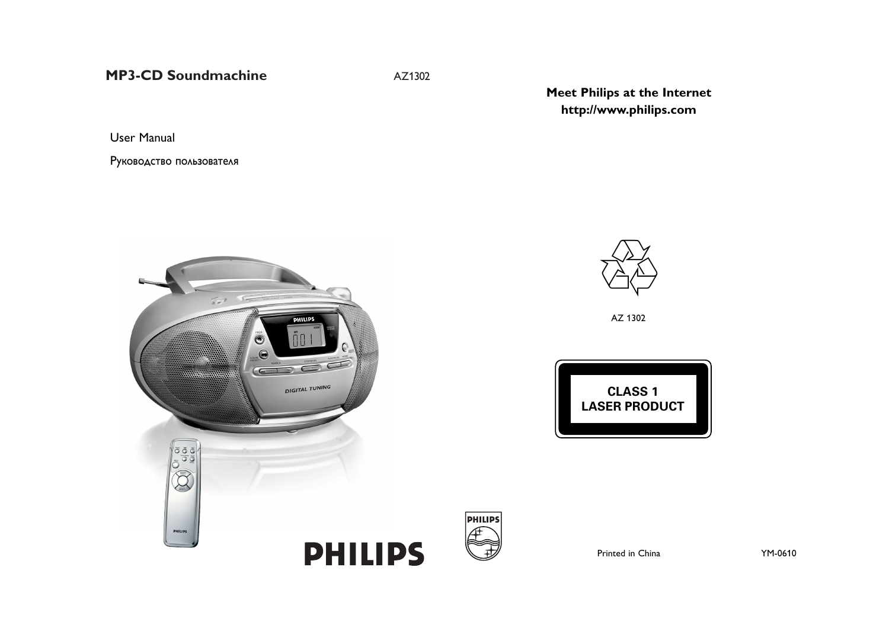# MP3-CD Soundmachine

AZ1302

User Manual

Руководство пользователя

PHILIPS

**Meet Philips at the Internet**
**http://www.philips.com**

AZ 1302

**CLASS 1**
**LASER PRODUCT**

Printed in China

YM-0610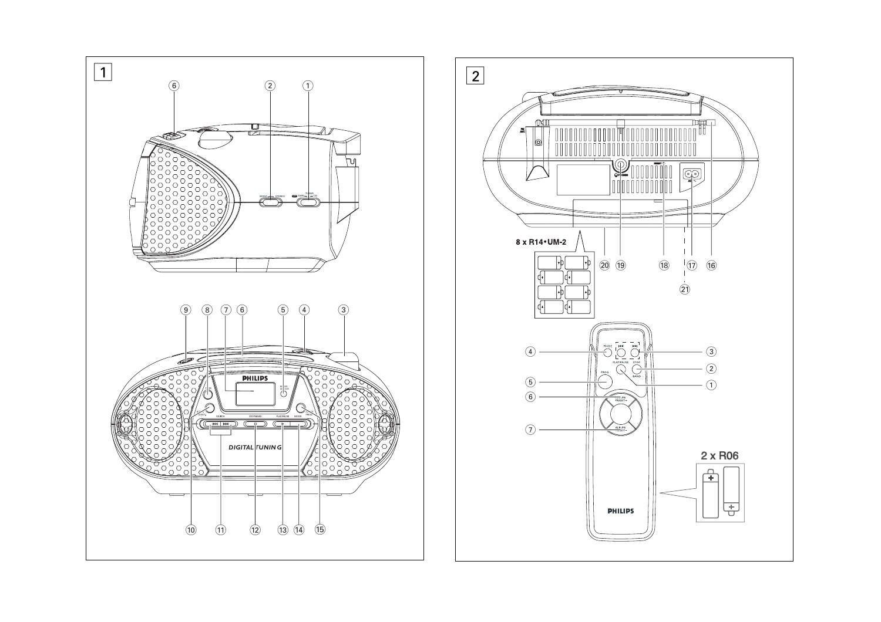1

2

8 x R14 • UM-2

2 x R06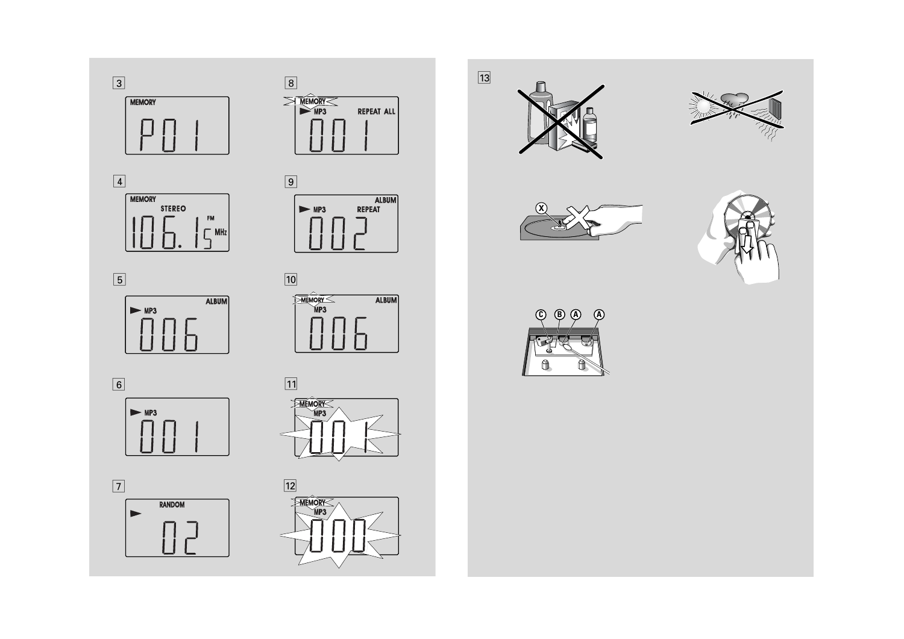3

MEMORY
P01

4

MEMORY
STEREO
106.15 FM MHz

5

MP3 ALBUM
006

6

MP3
001

7

RANDOM
02

8

MEMORY
MP3 REPEAT ALL
001

9

MP3 ALBUM REPEAT
002

10

MEMORY ALBUM
MP3
006

11

MEMORY
MP3
001

12

MEMORY
MP3
000

13

X

C B A A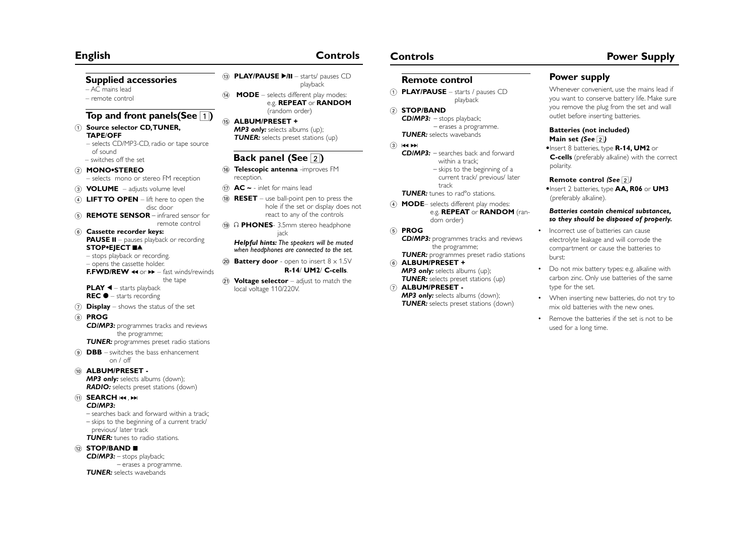## Controls

### Supplied accessories

– AC mains lead
– remote control

### Top and front panels(See 1)

1. **Source selector CD,TUNER, TAPE/OFF**
   – selects CD/MP3-CD, radio or tape source of sound
   – switches off the set
2. **MONO•STEREO**
   – selects mono or stereo FM reception
3. **VOLUME** – adjusts volume level
4. **LIFT TO OPEN** – lift here to open the disc door
5. **REMOTE SENSOR** – infrared sensor for remote control
6. **Cassette recorder keys:**
   **PAUSE II** – pauses playback or recording
   **STOP•EJECT ■▲**
   – stops playback or recording.
   – opens the cassette holder.
   **F.FWD/REW ◀◀ or ▶▶** – fast winds/rewinds the tape
   **PLAY ◀** – starts playback
   **REC ●** – starts recording
7. **Display** – shows the status of the set
8. **PROG**
   ***CD/MP3:*** programmes tracks and reviews the programme;
   ***TUNER:*** programmes preset radio stations
9. **DBB** – switches the bass enhancement on / off
10. **ALBUM/PRESET -**
    ***MP3 only:*** selects albums (down);
    ***RADIO:*** selects preset stations (down)
11. **SEARCH ⏮, ⏭**
    ***CD/MP3:***
    – searches back and forward within a track;
    – skips to the beginning of a current track/ previous/ later track
    ***TUNER:*** tunes to radio stations.
12. **STOP/BAND ■**
    ***CD/MP3:*** – stops playback;
    – erases a programme.
    ***TUNER:*** selects wavebands
13. **PLAY/PAUSE ▶/II** – starts/ pauses CD playback
14. **MODE** – selects different play modes: e.g. **REPEAT** or **RANDOM** (random order)
15. **ALBUM/PRESET +**
    ***MP3 only:*** selects albums (up);
    ***TUNER:*** selects preset stations (up)

### Back panel (See 2)

16. **Telescopic antenna** -improves FM reception.
17. **AC ~** - inlet for mains lead
18. **RESET** – use ball-point pen to press the hole if the set or display does not react to any of the controls
19. **🎧 PHONES**- 3.5mm stereo headphone jack
    ***Helpful hints:*** *The speakers will be muted when headphones are connected to the set.*
20. **Battery door** - open to insert 8 x 1.5V **R-14**/ **UM2**/ **C-cells**.
21. **Voltage selector** – adjust to match the local voltage 110/220V.

## Controls

### Remote control

1. **PLAY/PAUSE** – starts / pauses CD playback
2. **STOP/BAND**
   ***CD/MP3:*** – stops playback;
   – erases a programme.
   ***TUNER:*** selects wavebands
3. **⏮ ⏭**
   ***CD/MP3:*** – searches back and forward within a track;
   – skips to the beginning of a current track/ previous/ later track
   ***TUNER:*** tunes to rad°o stations.
4. **MODE**– selects different play modes: e.g. **REPEAT** or **RANDOM** (random order)
5. **PROG**
   ***CD/MP3:*** programmes tracks and reviews the programme;
   ***TUNER:*** programmes preset radio stations
6. **ALBUM/PRESET +**
   ***MP3 only:*** selects albums (up);
   ***TUNER:*** selects preset stations (up)
7. **ALBUM/PRESET -**
   ***MP3 only:*** selects albums (down);
   ***TUNER:*** selects preset stations (down)

## Power Supply

### Power supply

Whenever convenient, use the mains lead if you want to conserve battery life. Make sure you remove the plug from the set and wall outlet before inserting batteries.

**Batteries (not included)**
**Main set *(See 2)***

- Insert 8 batteries, type **R-14, UM2** or **C-cells** (preferably alkaline) with the correct polarity.

**Remote control *(See 2)***

- Insert 2 batteries, type **AA, R06** or **UM3** (preferably alkaline).

***Batteries contain chemical substances, so they should be disposed of properly.***

- Incorrect use of batteries can cause electrolyte leakage and will corrode the compartment or cause the batteries to burst:
- Do not mix battery types: e.g. alkaline with carbon zinc. Only use batteries of the same type for the set.
- When inserting new batteries, do not try to mix old batteries with the new ones.
- Remove the batteries if the set is not to be used for a long time.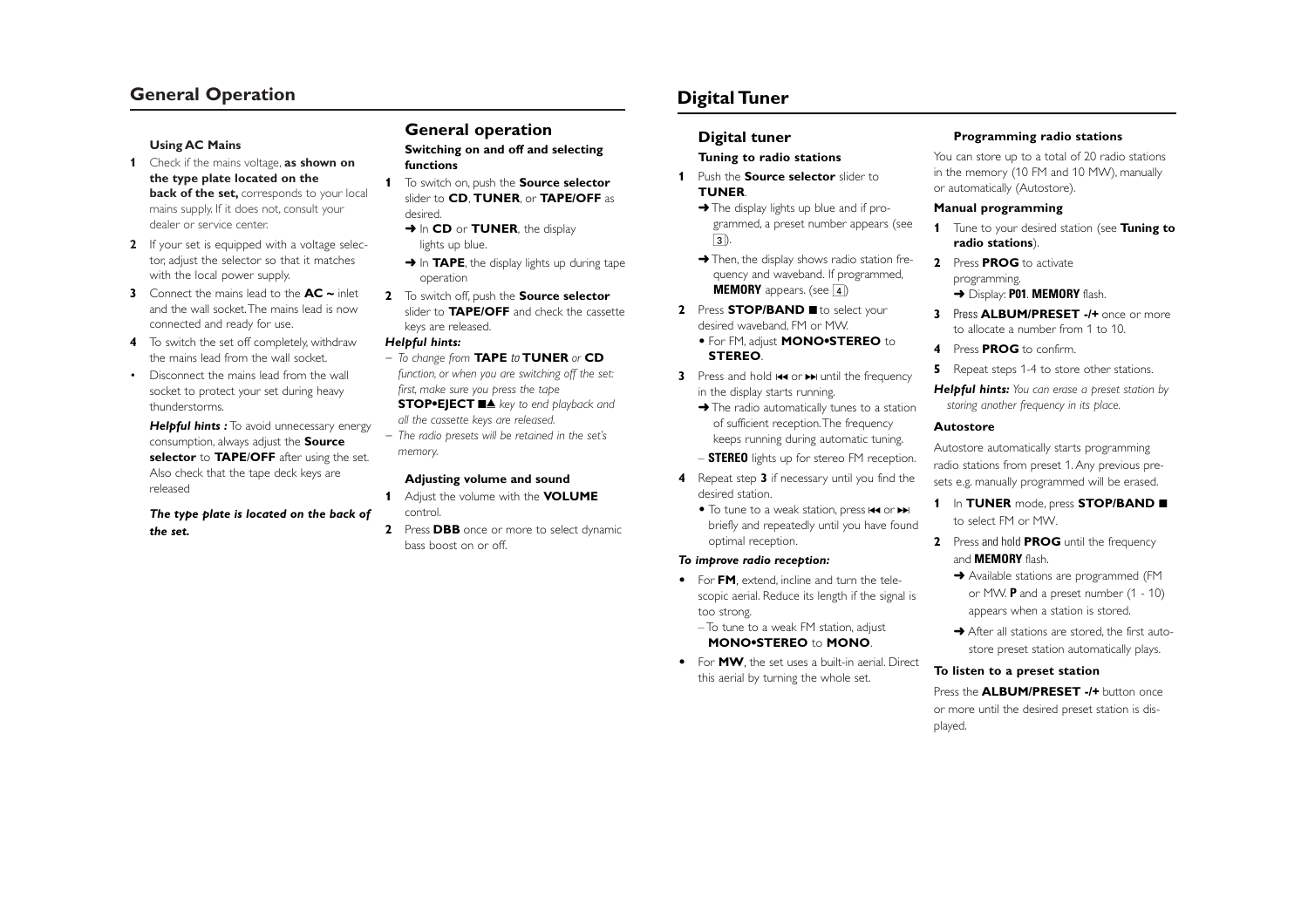# General Operation

### Using AC Mains

1. Check if the mains voltage, **as shown on the type plate located on the back of the set,** corresponds to your local mains supply. If it does not, consult your dealer or service center.
2. If your set is equipped with a voltage selector, adjust the selector so that it matches with the local power supply.
3. Connect the mains lead to the **AC ~** inlet and the wall socket. The mains lead is now connected and ready for use.
4. To switch the set off completely, withdraw the mains lead from the wall socket.

- Disconnect the mains lead from the wall socket to protect your set during heavy thunderstorms.

***Helpful hints :*** To avoid unnecessary energy consumption, always adjust the **Source selector** to **TAPE/OFF** after using the set. Also check that the tape deck keys are released

***The type plate is located on the back of the set.***

## General operation

### Switching on and off and selecting functions

1. To switch on, push the **Source selector** slider to **CD**, **TUNER**, or **TAPE/OFF** as desired.
   ➜ In **CD** or **TUNER**, the display lights up blue.
   ➜ In **TAPE**, the display lights up during tape operation
2. To switch off, push the **Source selector** slider to **TAPE/OFF** and check the cassette keys are released.

***Helpful hints:***

– *To change from* **TAPE** *to* **TUNER** *or* **CD** *function, or when you are switching off the set: first, make sure you press the tape* **STOP•EJECT ■▲** *key to end playback and all the cassette keys are released.*
– *The radio presets will be retained in the set's memory.*

### Adjusting volume and sound

1. Adjust the volume with the **VOLUME** control.
2. Press **DBB** once or more to select dynamic bass boost on or off.

# Digital Tuner

## Digital tuner

### Tuning to radio stations

1. Push the **Source selector** slider to **TUNER**.
   ➜ The display lights up blue and if programmed, a preset number appears (see [3]).
   ➜ Then, the display shows radio station frequency and waveband. If programmed, **MEMORY** appears. (see [4])
2. Press **STOP/BAND ■** to select your desired waveband, FM or MW.
   • For FM, adjust **MONO•STEREO** to **STEREO**.
3. Press and hold ⏮ or ⏭ until the frequency in the display starts running.
   ➜ The radio automatically tunes to a station of sufficient reception. The frequency keeps running during automatic tuning.
   – **STEREO** lights up for stereo FM reception.
4. Repeat step **3** if necessary until you find the desired station.
   • To tune to a weak station, press ⏮ or ⏭ briefly and repeatedly until you have found optimal reception.

***To improve radio reception:***

- For **FM**, extend, incline and turn the telescopic aerial. Reduce its length if the signal is too strong.
  – To tune to a weak FM station, adjust **MONO•STEREO** to **MONO**.
- For **MW**, the set uses a built-in aerial. Direct this aerial by turning the whole set.

### Programming radio stations

You can store up to a total of 20 radio stations in the memory (10 FM and 10 MW), manually or automatically (Autostore).

### Manual programming

1. Tune to your desired station (see **Tuning to radio stations**).
2. Press **PROG** to activate programming.
   ➜ Display: **P01**. **MEMORY** flash.
3. Press **ALBUM/PRESET -/+** once or more to allocate a number from 1 to 10.
4. Press **PROG** to confirm.
5. Repeat steps 1-4 to store other stations.

***Helpful hints:*** *You can erase a preset station by storing another frequency in its place.*

### Autostore

Autostore automatically starts programming radio stations from preset 1. Any previous presets e.g. manually programmed will be erased.

1. In **TUNER** mode, press **STOP/BAND ■** to select FM or MW.
2. Press and hold **PROG** until the frequency and **MEMORY** flash.
   ➜ Available stations are programmed (FM or MW. **P** and a preset number (1 - 10) appears when a station is stored.
   ➜ After all stations are stored, the first autostore preset station automatically plays.

### To listen to a preset station

Press the **ALBUM/PRESET -/+** button once or more until the desired preset station is displayed.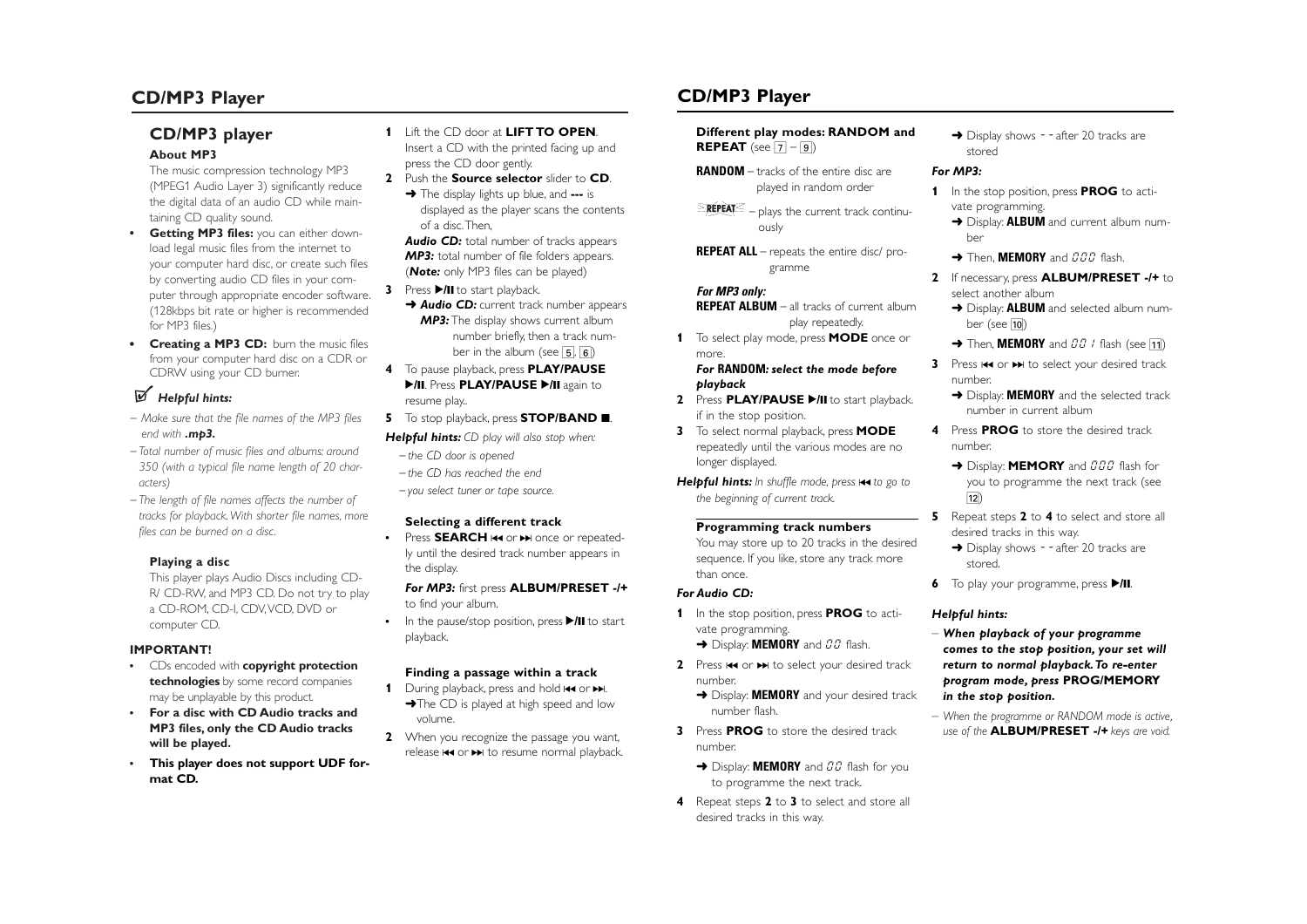## CD/MP3 Player

### CD/MP3 player

#### About MP3

The music compression technology MP3 (MPEG1 Audio Layer 3) significantly reduce the digital data of an audio CD while maintaining CD quality sound.

- **Getting MP3 files:** you can either download legal music files from the internet to your computer hard disc, or create such files by converting audio CD files in your computer through appropriate encoder software. (128kbps bit rate or higher is recommended for MP3 files.)
- **Creating a MP3 CD:** burn the music files from your computer hard disc on a CDR or CDRW using your CD burner.

***Helpful hints:***

*– Make sure that the file names of the MP3 files end with **.mp3.***

*– Total number of music files and albums: around 350 (with a typical file name length of 20 characters)*

*– The length of file names affects the number of tracks for playback. With shorter file names, more files can be burned on a disc.*

#### Playing a disc

This player plays Audio Discs including CD-R/ CD-RW, and MP3 CD. Do not try to play a CD-ROM, CD-I, CDV, VCD, DVD or computer CD.

**IMPORTANT!**

- CDs encoded with **copyright protection technologies** by some record companies may be unplayable by this product.
- **For a disc with CD Audio tracks and MP3 files, only the CD Audio tracks will be played.**
- **This player does not support UDF format CD.**

1. Lift the CD door at **LIFT TO OPEN**. Insert a CD with the printed facing up and press the CD door gently.
2. Push the **Source selector** slider to **CD**.
   ➜ The display lights up blue, and **---** is displayed as the player scans the contents of a disc. Then,
   ***Audio CD:*** total number of tracks appears
   ***MP3:*** total number of file folders appears. (***Note:*** only MP3 files can be played)
3. Press ▶/II to start playback.
   ➜ ***Audio CD:*** current track number appears
   ***MP3:*** The display shows current album number briefly, then a track number in the album (see [5], [6])
4. To pause playback, press **PLAY/PAUSE ▶/II**. Press **PLAY/PAUSE ▶/II** again to resume play..
5. To stop playback, press **STOP/BAND ■**.

***Helpful hints:*** *CD play will also stop when:*

*– the CD door is opened*

*– the CD has reached the end*

*– you select tuner or tape source.*

#### Selecting a different track

- Press **SEARCH** ⏮ or ⏭ once or repeatedly until the desired track number appears in the display.

  ***For MP3:*** first press **ALBUM/PRESET -/+** to find your album.
- In the pause/stop position, press ▶/II to start playback.

#### Finding a passage within a track

1. During playback, press and hold ⏮ or ⏭.
   ➜ The CD is played at high speed and low volume.
2. When you recognize the passage you want, release ⏮ or ⏭ to resume normal playback.

#### Different play modes: RANDOM and REPEAT (see [7] – [9])

**RANDOM** – tracks of the entire disc are played in random order

**REPEAT** – plays the current track continuously

**REPEAT ALL** – repeats the entire disc/ programme

***For MP3 only:***

**REPEAT ALBUM** – all tracks of current album play repeatedly.

1. To select play mode, press **MODE** once or more.
   ***For RANDOM: select the mode before playback***
2. Press **PLAY/PAUSE ▶/II** to start playback. if in the stop position.
3. To select normal playback, press **MODE** repeatedly until the various modes are no longer displayed.

***Helpful hints:*** *In shuffle mode, press ⏮ to go to the beginning of current track.*

#### Programming track numbers

You may store up to 20 tracks in the desired sequence. If you like, store any track more than once.

***For Audio CD:***

1. In the stop position, press **PROG** to activate programming.
   ➜ Display: **MEMORY** and 00 flash.
2. Press ⏮ or ⏭ to select your desired track number.
   ➜ Display: **MEMORY** and your desired track number flash.
3. Press **PROG** to store the desired track number.
   ➜ Display: **MEMORY** and 00 flash for you to programme the next track.
4. Repeat steps **2** to **3** to select and store all desired tracks in this way.
   ➜ Display shows - - after 20 tracks are stored

***For MP3:***

1. In the stop position, press **PROG** to activate programming.
   ➜ Display: **ALBUM** and current album number
   ➜ Then, **MEMORY** and 000 flash.
2. If necessary, press **ALBUM/PRESET -/+** to select another album
   ➜ Display: **ALBUM** and selected album number (see [10])
   ➜ Then, **MEMORY** and 001 flash (see [11])
3. Press ⏮ or ⏭ to select your desired track number.
   ➜ Display: **MEMORY** and the selected track number in current album
4. Press **PROG** to store the desired track number.
   ➜ Display: **MEMORY** and 000 flash for you to programme the next track (see [12])
5. Repeat steps **2** to **4** to select and store all desired tracks in this way.
   ➜ Display shows - - after 20 tracks are stored.
6. To play your programme, press ▶/II.

***Helpful hints:***

***– When playback of your programme comes to the stop position, your set will return to normal playback. To re-enter program mode, press PROG/MEMORY in the stop position.***

*– When the programme or RANDOM mode is active, use of the **ALBUM/PRESET -/+** keys are void.*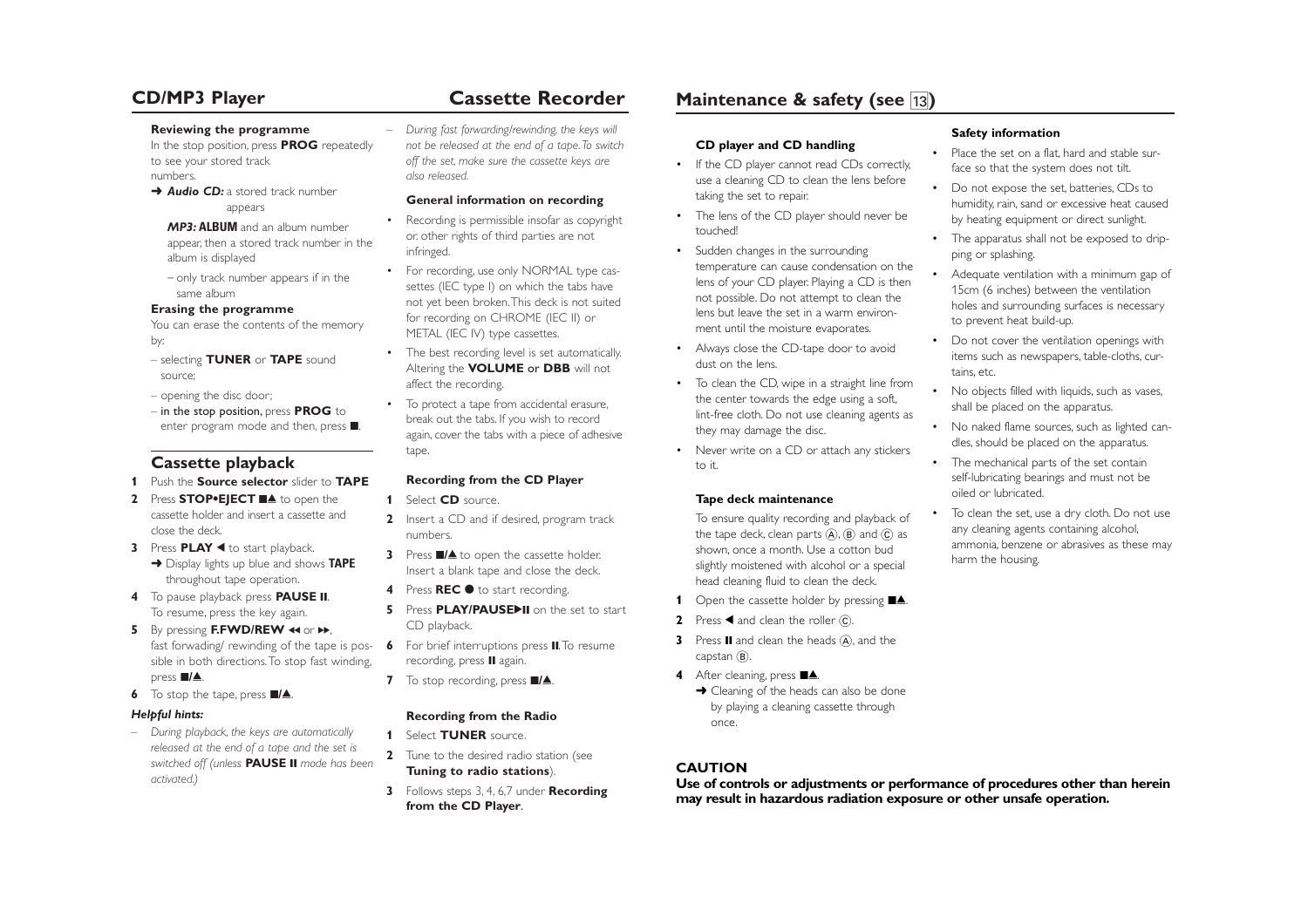## CD/MP3 Player

#### Reviewing the programme

In the stop position, press **PROG** repeatedly to see your stored track numbers.

➜ ***Audio CD:*** a stored track number appears

***MP3:*** **ALBUM** and an album number appear, then a stored track number in the album is displayed

– only track number appears if in the same album

#### Erasing the programme

You can erase the contents of the memory by:

– selecting **TUNER** or **TAPE** sound source;

– opening the disc door;

– in the stop position, press **PROG** to enter program mode and then, press ■.

### Cassette playback

**1** Push the **Source selector** slider to **TAPE**

**2** Press **STOP•EJECT** ■▲ to open the cassette holder and insert a cassette and close the deck.

**3** Press **PLAY** ◀ to start playback.
➜ Display lights up blue and shows **TAPE** throughout tape operation.

**4** To pause playback press **PAUSE II**. To resume, press the key again.

**5** By pressing **F.FWD/REW** ◀◀ or ▶▶, fast forwading/ rewinding of the tape is possible in both directions. To stop fast winding, press ■/▲.

**6** To stop the tape, press ■/▲.

***Helpful hints:***

– *During playback, the keys are automatically released at the end of a tape and the set is switched off (unless* **PAUSE II** *mode has been activated.)*

## Cassette Recorder

– *During fast forwarding/rewinding, the keys will not be released at the end of a tape. To switch off the set, make sure the cassette keys are also released.*

#### General information on recording

- Recording is permissible insofar as copyright or other rights of third parties are not infringed.
- For recording, use only NORMAL type cassettes (IEC type I) on which the tabs have not yet been broken. This deck is not suited for recording on CHROME (IEC II) or METAL (IEC IV) type cassettes.
- The best recording level is set automatically. Altering the **VOLUME** or **DBB** will not affect the recording.
- To protect a tape from accidental erasure, break out the tabs. If you wish to record again, cover the tabs with a piece of adhesive tape.

#### Recording from the CD Player

**1** Select **CD** source.

**2** Insert a CD and if desired, program track numbers.

**3** Press ■/▲ to open the cassette holder. Insert a blank tape and close the deck.

**4** Press **REC ●** to start recording.

**5** Press **PLAY/PAUSE▶II** on the set to start CD playback.

**6** For brief interruptions press **II**. To resume recording, press **II** again.

**7** To stop recording, press ■/▲.

#### Recording from the Radio

**1** Select **TUNER** source.

**2** Tune to the desired radio station (see **Tuning to radio stations**).

**3** Follows steps 3, 4, 6,7 under **Recording from the CD Player**.

## Maintenance & safety (see 13)

#### CD player and CD handling

- If the CD player cannot read CDs correctly, use a cleaning CD to clean the lens before taking the set to repair.
- The lens of the CD player should never be touched!
- Sudden changes in the surrounding temperature can cause condensation on the lens of your CD player. Playing a CD is then not possible. Do not attempt to clean the lens but leave the set in a warm environment until the moisture evaporates.
- Always close the CD-tape door to avoid dust on the lens.
- To clean the CD, wipe in a straight line from the center towards the edge using a soft, lint-free cloth. Do not use cleaning agents as they may damage the disc.
- Never write on a CD or attach any stickers to it.

#### Tape deck maintenance

To ensure quality recording and playback of the tape deck, clean parts Ⓐ, Ⓑ and Ⓒ as shown, once a month. Use a cotton bud slightly moistened with alcohol or a special head cleaning fluid to clean the deck.

**1** Open the cassette holder by pressing ■▲.

**2** Press ◀ and clean the roller Ⓒ.

**3** Press **II** and clean the heads Ⓐ, and the capstan Ⓑ.

**4** After cleaning, press ■▲.
➜ Cleaning of the heads can also be done by playing a cleaning cassette through once.

#### Safety information

- Place the set on a flat, hard and stable surface so that the system does not tilt.
- Do not expose the set, batteries, CDs to humidity, rain, sand or excessive heat caused by heating equipment or direct sunlight.
- The apparatus shall not be exposed to dripping or splashing.
- Adequate ventilation with a minimum gap of 15cm (6 inches) between the ventilation holes and surrounding surfaces is necessary to prevent heat build-up.
- Do not cover the ventilation openings with items such as newspapers, table-cloths, curtains, etc.
- No objects filled with liquids, such as vases, shall be placed on the apparatus.
- No naked flame sources, such as lighted candles, should be placed on the apparatus.
- The mechanical parts of the set contain self-lubricating bearings and must not be oiled or lubricated.
- To clean the set, use a dry cloth. Do not use any cleaning agents containing alcohol, ammonia, benzene or abrasives as these may harm the housing.

#### CAUTION

**Use of controls or adjustments or performance of procedures other than herein may result in hazardous radiation exposure or other unsafe operation.**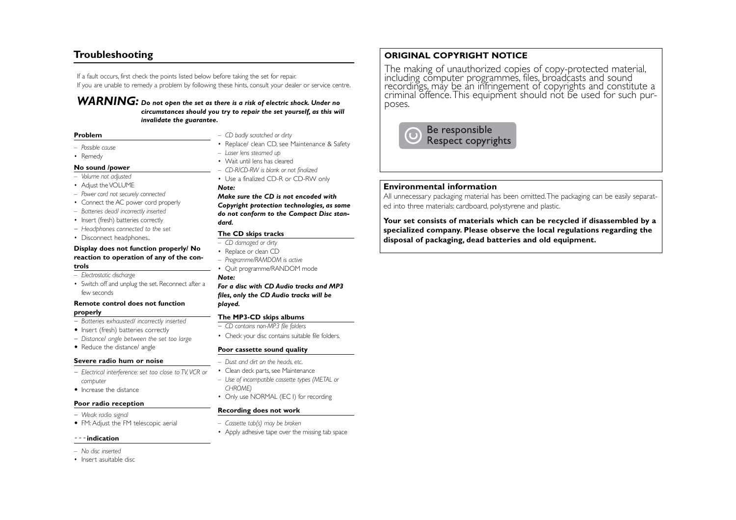## Troubleshooting

If a fault occurs, first check the points listed below before taking the set for repair.
If you are unable to remedy a problem by following these hints, consult your dealer or service centre.

***WARNING:*** ***Do not open the set as there is a risk of electric shock. Under no circumstances should you try to repair the set yourself, as this will invalidate the guarantee.***

**Problem**

– *Possible cause*
• Remedy

**No sound /power**

– *Volume not adjusted*
• Adjust the VOLUME
– *Power cord not securely connected*
• Connect the AC power cord properly
– *Batteries dead/ incorrectly inserted*
• Insert (fresh) batteries correctly
– *Headphones connected to the set*
• Disconnect headphones..

**Display does not function properly/ No reaction to operation of any of the controls**

– *Electrostatic discharge*
• Switch off and unplug the set. Reconnect after a few seconds

**Remote control does not function properly**

– *Batteries exhausted/ incorrectly inserted*
• Insert (fresh) batteries correctly
– *Distance/ angle between the set too large*
• Reduce the distance/ angle

**Severe radio hum or noise**

– *Electrical interference: set too close to TV, VCR or computer*
• Increase the distance

**Poor radio reception**

– *Weak radio signal*
• FM: Adjust the FM telescopic aerial

**- - - indication**

– *No disc inserted*
• Insert asuitable disc
– *CD badly scratched or dirty*
• Replace/ clean CD, see Maintenance & Safety
– *Laser lens steamed up*
• Wait until lens has cleared
– *CD-R/CD-RW is blank or not finalized*
• Use a finalized CD-R or CD-RW only

***Note:***
***Make sure the CD is not encoded with Copyright protection technologies, as some do not conform to the Compact Disc standard.***

**The CD skips tracks**

– *CD damaged or dirty*
• Replace or clean CD
– *Programme/RAMDOM is active*
• Quit programme/RANDOM mode

***Note:***
***For a disc with CD Audio tracks and MP3 files, only the CD Audio tracks will be played.***

**The MP3-CD skips albums**

– *CD contains non-MP3 file folders*
• Check your disc contains suitable file folders.

**Poor cassette sound quality**

– *Dust and dirt on the heads, etc.*
• Clean deck parts, see Maintenance
– *Use of incompatible cassette types (METAL or CHROME)*
• Only use NORMAL (IEC I) for recording

**Recording does not work**

– *Cassette tab(s) may be broken*
• Apply adhesive tape over the missing tab space

### ORIGINAL COPYRIGHT NOTICE

The making of unauthorized copies of copy-protected material, including computer programmes, files, broadcasts and sound recordings, may be an infringement of copyrights and constitute a criminal offence. This equipment should not be used for such purposes.

Be responsible
Respect copyrights

### Environmental information

All unnecessary packaging material has been omitted. The packaging can be easily separated into three materials: cardboard, polystyrene and plastic.

**Your set consists of materials which can be recycled if disassembled by a specialized company. Please observe the local regulations regarding the disposal of packaging, dead batteries and old equipment.**